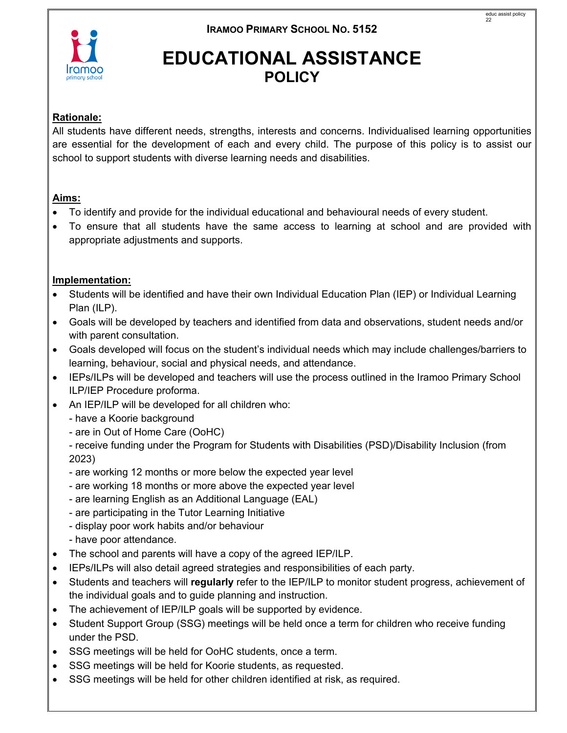**IRAMOO PRIMARY SCHOOL NO. 5152**

# EDUCATIONAL ASSISTANCE
## POLICY

**Rationale:**

All students have different needs, strengths, interests and concerns. Individualised learning opportunities are essential for the development of each and every child. The purpose of this policy is to assist our school to support students with diverse learning needs and disabilities.

**Aims:**

- To identify and provide for the individual educational and behavioural needs of every student.
- To ensure that all students have the same access to learning at school and are provided with appropriate adjustments and supports.

**Implementation:**

- Students will be identified and have their own Individual Education Plan (IEP) or Individual Learning Plan (ILP).
- Goals will be developed by teachers and identified from data and observations, student needs and/or with parent consultation.
- Goals developed will focus on the student's individual needs which may include challenges/barriers to learning, behaviour, social and physical needs, and attendance.
- IEPs/ILPs will be developed and teachers will use the process outlined in the Iramoo Primary School ILP/IEP Procedure proforma.
- An IEP/ILP will be developed for all children who:
  - have a Koorie background
  - are in Out of Home Care (OoHC)
  - receive funding under the Program for Students with Disabilities (PSD)/Disability Inclusion (from 2023)
  - are working 12 months or more below the expected year level
  - are working 18 months or more above the expected year level
  - are learning English as an Additional Language (EAL)
  - are participating in the Tutor Learning Initiative
  - display poor work habits and/or behaviour
  - have poor attendance.
- The school and parents will have a copy of the agreed IEP/ILP.
- IEPs/ILPs will also detail agreed strategies and responsibilities of each party.
- Students and teachers will **regularly** refer to the IEP/ILP to monitor student progress, achievement of the individual goals and to guide planning and instruction.
- The achievement of IEP/ILP goals will be supported by evidence.
- Student Support Group (SSG) meetings will be held once a term for children who receive funding under the PSD.
- SSG meetings will be held for OoHC students, once a term.
- SSG meetings will be held for Koorie students, as requested.
- SSG meetings will be held for other children identified at risk, as required.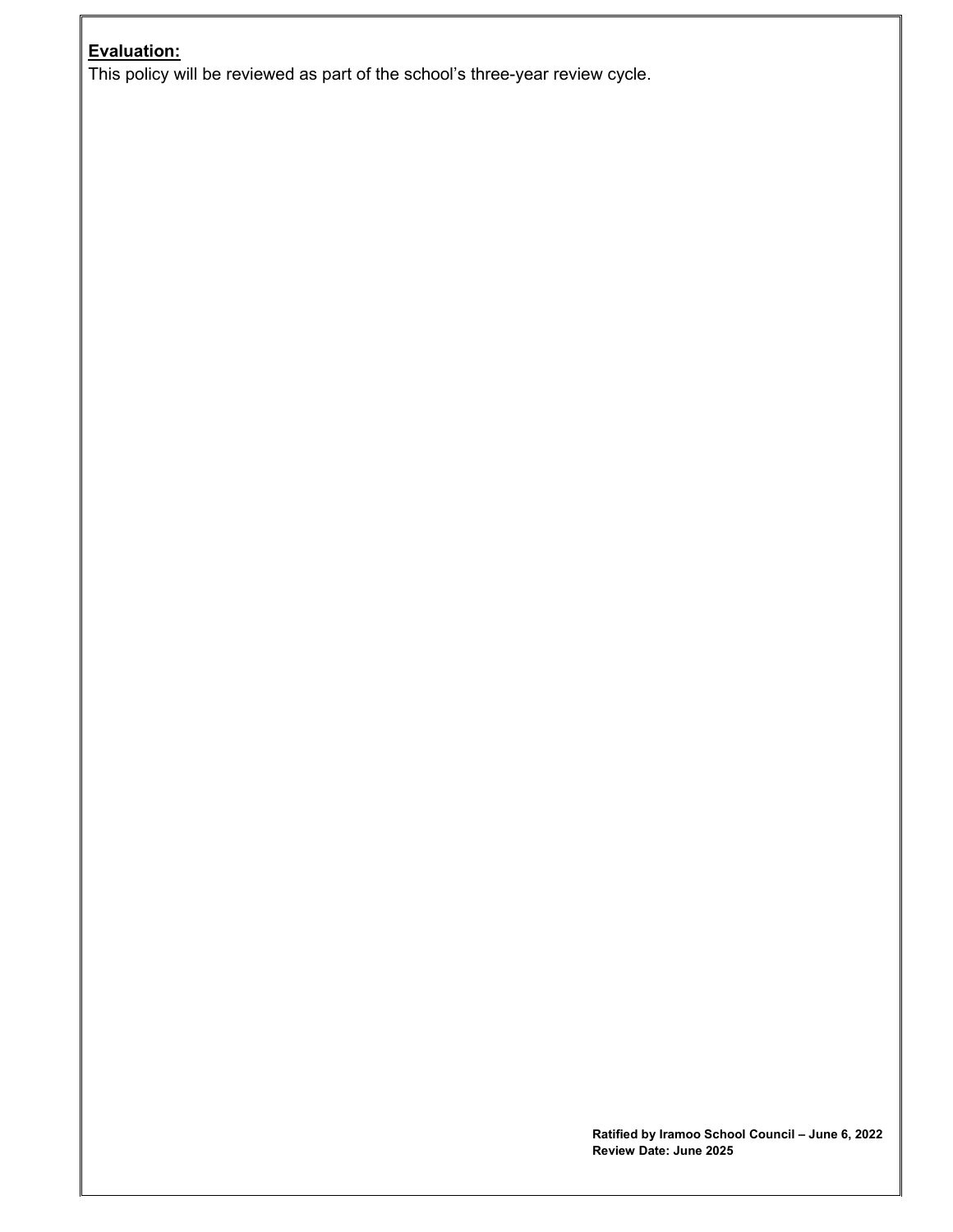**Evaluation:**

This policy will be reviewed as part of the school's three-year review cycle.

**Ratified by Iramoo School Council – June 6, 2022**
**Review Date: June 2025**